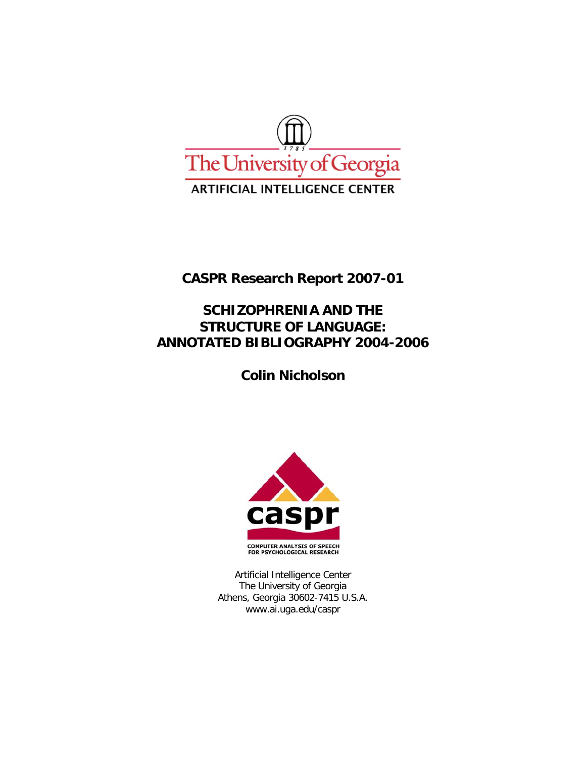The University of Georgia

ARTIFICIAL INTELLIGENCE CENTER

# CASPR Research Report 2007-01

# SCHIZOPHRENIA AND THE STRUCTURE OF LANGUAGE: ANNOTATED BIBLIOGRAPHY 2004-2006

**Colin Nicholson**

caspr

COMPUTER ANALYSIS OF SPEECH FOR PSYCHOLOGICAL RESEARCH

Artificial Intelligence Center
The University of Georgia
Athens, Georgia 30602-7415 U.S.A.
www.ai.uga.edu/caspr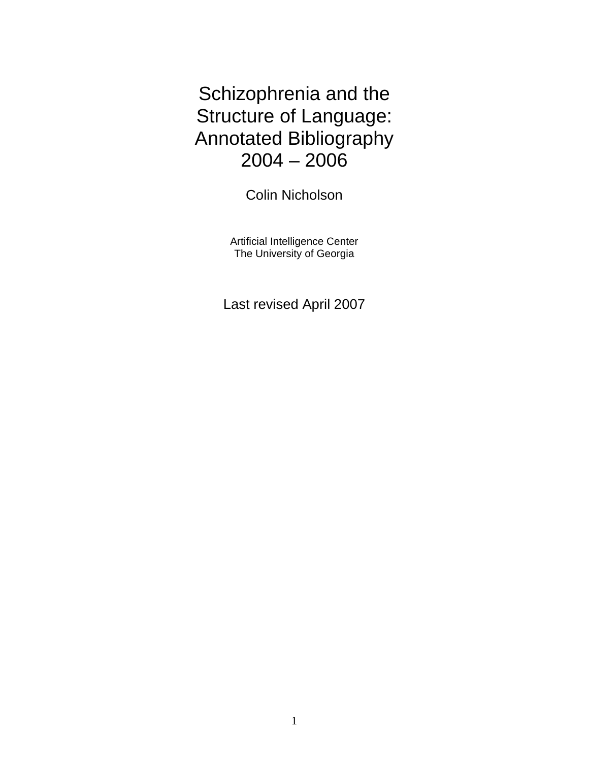# Schizophrenia and the Structure of Language: Annotated Bibliography 2004 – 2006

Colin Nicholson

Artificial Intelligence Center
The University of Georgia

Last revised April 2007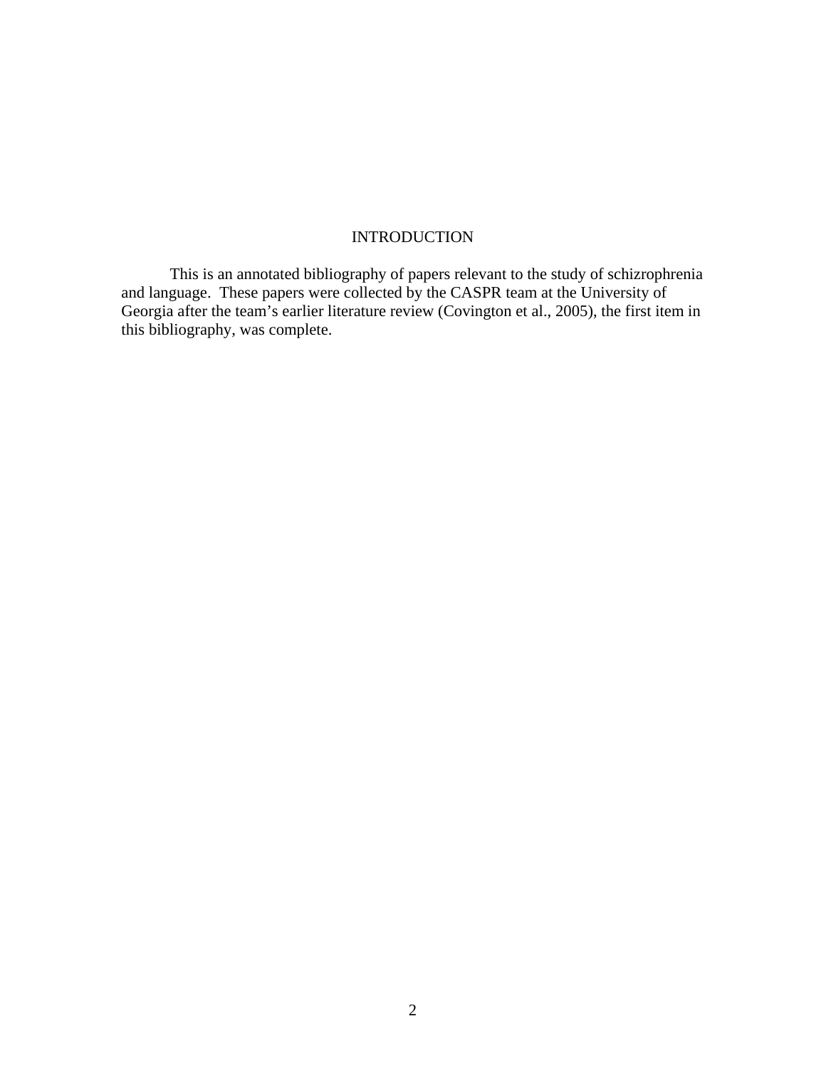# INTRODUCTION

This is an annotated bibliography of papers relevant to the study of schizrophrenia and language. These papers were collected by the CASPR team at the University of Georgia after the team's earlier literature review (Covington et al., 2005), the first item in this bibliography, was complete.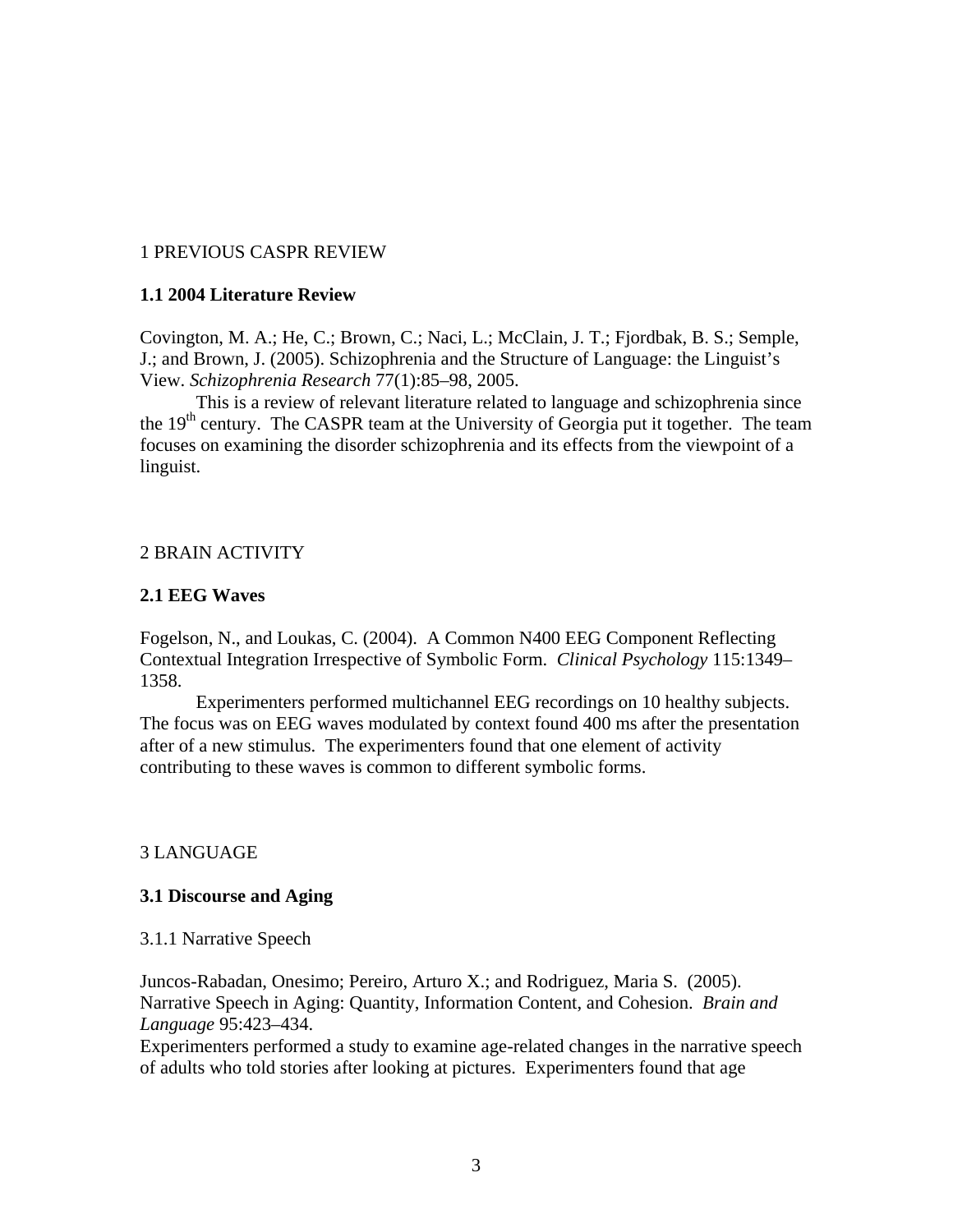1 PREVIOUS CASPR REVIEW

**1.1 2004 Literature Review**

Covington, M. A.; He, C.; Brown, C.; Naci, L.; McClain, J. T.; Fjordbak, B. S.; Semple, J.; and Brown, J. (2005). Schizophrenia and the Structure of Language: the Linguist's View. *Schizophrenia Research* 77(1):85–98, 2005.

This is a review of relevant literature related to language and schizophrenia since the 19th century. The CASPR team at the University of Georgia put it together. The team focuses on examining the disorder schizophrenia and its effects from the viewpoint of a linguist.

2 BRAIN ACTIVITY

**2.1 EEG Waves**

Fogelson, N., and Loukas, C. (2004). A Common N400 EEG Component Reflecting Contextual Integration Irrespective of Symbolic Form. *Clinical Psychology* 115:1349–1358.

Experimenters performed multichannel EEG recordings on 10 healthy subjects. The focus was on EEG waves modulated by context found 400 ms after the presentation after of a new stimulus. The experimenters found that one element of activity contributing to these waves is common to different symbolic forms.

3 LANGUAGE

**3.1 Discourse and Aging**

3.1.1 Narrative Speech

Juncos-Rabadan, Onesimo; Pereiro, Arturo X.; and Rodriguez, Maria S. (2005). Narrative Speech in Aging: Quantity, Information Content, and Cohesion. *Brain and Language* 95:423–434.

Experimenters performed a study to examine age-related changes in the narrative speech of adults who told stories after looking at pictures. Experimenters found that age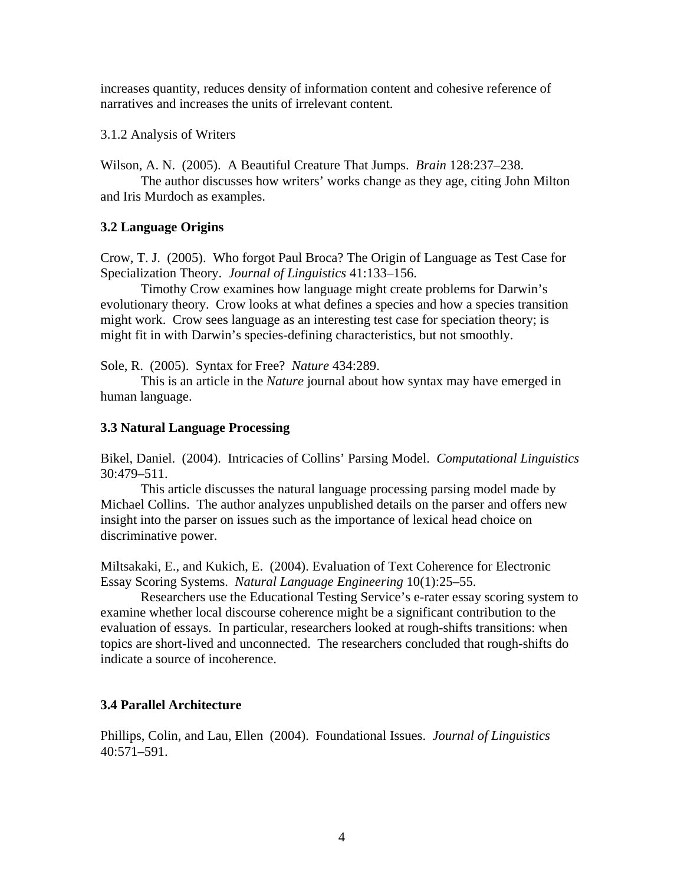increases quantity, reduces density of information content and cohesive reference of narratives and increases the units of irrelevant content.

3.1.2 Analysis of Writers

Wilson, A. N. (2005). A Beautiful Creature That Jumps. *Brain* 128:237–238.
The author discusses how writers' works change as they age, citing John Milton and Iris Murdoch as examples.

### 3.2 Language Origins

Crow, T. J. (2005). Who forgot Paul Broca? The Origin of Language as Test Case for Specialization Theory. *Journal of Linguistics* 41:133–156.
Timothy Crow examines how language might create problems for Darwin's evolutionary theory. Crow looks at what defines a species and how a species transition might work. Crow sees language as an interesting test case for speciation theory; is might fit in with Darwin's species-defining characteristics, but not smoothly.

Sole, R. (2005). Syntax for Free? *Nature* 434:289.
This is an article in the *Nature* journal about how syntax may have emerged in human language.

### 3.3 Natural Language Processing

Bikel, Daniel. (2004). Intricacies of Collins' Parsing Model. *Computational Linguistics* 30:479–511.
This article discusses the natural language processing parsing model made by Michael Collins. The author analyzes unpublished details on the parser and offers new insight into the parser on issues such as the importance of lexical head choice on discriminative power.

Miltsakaki, E., and Kukich, E. (2004). Evaluation of Text Coherence for Electronic Essay Scoring Systems. *Natural Language Engineering* 10(1):25–55.
Researchers use the Educational Testing Service's e-rater essay scoring system to examine whether local discourse coherence might be a significant contribution to the evaluation of essays. In particular, researchers looked at rough-shifts transitions: when topics are short-lived and unconnected. The researchers concluded that rough-shifts do indicate a source of incoherence.

### 3.4 Parallel Architecture

Phillips, Colin, and Lau, Ellen (2004). Foundational Issues. *Journal of Linguistics* 40:571–591.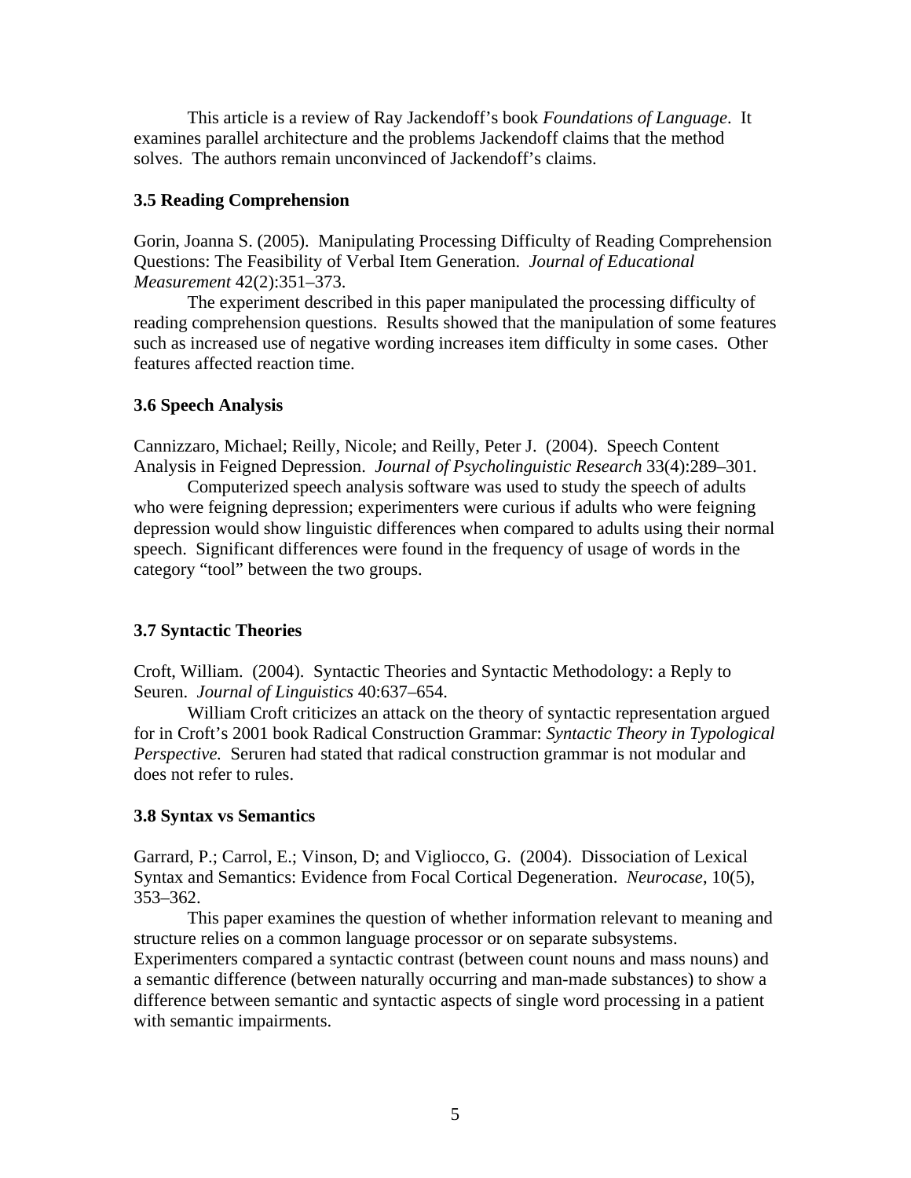This article is a review of Ray Jackendoff's book *Foundations of Language*. It examines parallel architecture and the problems Jackendoff claims that the method solves. The authors remain unconvinced of Jackendoff's claims.

### 3.5 Reading Comprehension

Gorin, Joanna S. (2005). Manipulating Processing Difficulty of Reading Comprehension Questions: The Feasibility of Verbal Item Generation. *Journal of Educational Measurement* 42(2):351–373.

The experiment described in this paper manipulated the processing difficulty of reading comprehension questions. Results showed that the manipulation of some features such as increased use of negative wording increases item difficulty in some cases. Other features affected reaction time.

### 3.6 Speech Analysis

Cannizzaro, Michael; Reilly, Nicole; and Reilly, Peter J. (2004). Speech Content Analysis in Feigned Depression. *Journal of Psycholinguistic Research* 33(4):289–301.

Computerized speech analysis software was used to study the speech of adults who were feigning depression; experimenters were curious if adults who were feigning depression would show linguistic differences when compared to adults using their normal speech. Significant differences were found in the frequency of usage of words in the category "tool" between the two groups.

### 3.7 Syntactic Theories

Croft, William. (2004). Syntactic Theories and Syntactic Methodology: a Reply to Seuren. *Journal of Linguistics* 40:637–654.

William Croft criticizes an attack on the theory of syntactic representation argued for in Croft's 2001 book Radical Construction Grammar: *Syntactic Theory in Typological Perspective.* Seruren had stated that radical construction grammar is not modular and does not refer to rules.

### 3.8 Syntax vs Semantics

Garrard, P.; Carrol, E.; Vinson, D; and Vigliocco, G. (2004). Dissociation of Lexical Syntax and Semantics: Evidence from Focal Cortical Degeneration. *Neurocase*, 10(5), 353–362.

This paper examines the question of whether information relevant to meaning and structure relies on a common language processor or on separate subsystems. Experimenters compared a syntactic contrast (between count nouns and mass nouns) and a semantic difference (between naturally occurring and man-made substances) to show a difference between semantic and syntactic aspects of single word processing in a patient with semantic impairments.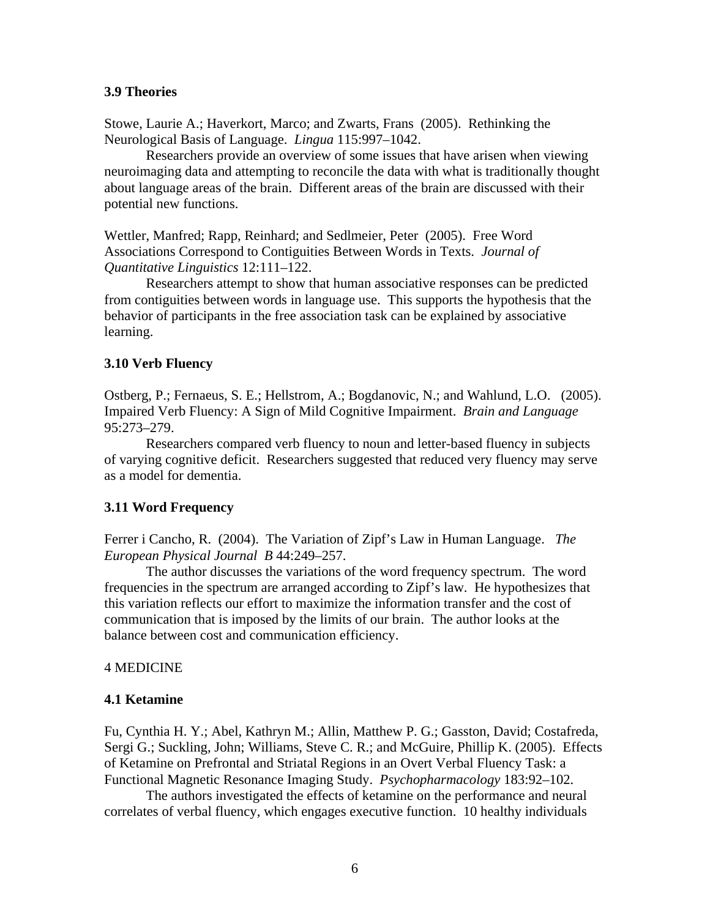### 3.9 Theories

Stowe, Laurie A.; Haverkort, Marco; and Zwarts, Frans (2005). Rethinking the Neurological Basis of Language. *Lingua* 115:997–1042.

Researchers provide an overview of some issues that have arisen when viewing neuroimaging data and attempting to reconcile the data with what is traditionally thought about language areas of the brain. Different areas of the brain are discussed with their potential new functions.

Wettler, Manfred; Rapp, Reinhard; and Sedlmeier, Peter (2005). Free Word Associations Correspond to Contiguities Between Words in Texts. *Journal of Quantitative Linguistics* 12:111–122.

Researchers attempt to show that human associative responses can be predicted from contiguities between words in language use. This supports the hypothesis that the behavior of participants in the free association task can be explained by associative learning.

### 3.10 Verb Fluency

Ostberg, P.; Fernaeus, S. E.; Hellstrom, A.; Bogdanovic, N.; and Wahlund, L.O. (2005). Impaired Verb Fluency: A Sign of Mild Cognitive Impairment. *Brain and Language* 95:273–279.

Researchers compared verb fluency to noun and letter-based fluency in subjects of varying cognitive deficit. Researchers suggested that reduced very fluency may serve as a model for dementia.

### 3.11 Word Frequency

Ferrer i Cancho, R. (2004). The Variation of Zipf's Law in Human Language. *The European Physical Journal B* 44:249–257.

The author discusses the variations of the word frequency spectrum. The word frequencies in the spectrum are arranged according to Zipf's law. He hypothesizes that this variation reflects our effort to maximize the information transfer and the cost of communication that is imposed by the limits of our brain. The author looks at the balance between cost and communication efficiency.

## 4 MEDICINE

### 4.1 Ketamine

Fu, Cynthia H. Y.; Abel, Kathryn M.; Allin, Matthew P. G.; Gasston, David; Costafreda, Sergi G.; Suckling, John; Williams, Steve C. R.; and McGuire, Phillip K. (2005). Effects of Ketamine on Prefrontal and Striatal Regions in an Overt Verbal Fluency Task: a Functional Magnetic Resonance Imaging Study. *Psychopharmacology* 183:92–102.

The authors investigated the effects of ketamine on the performance and neural correlates of verbal fluency, which engages executive function. 10 healthy individuals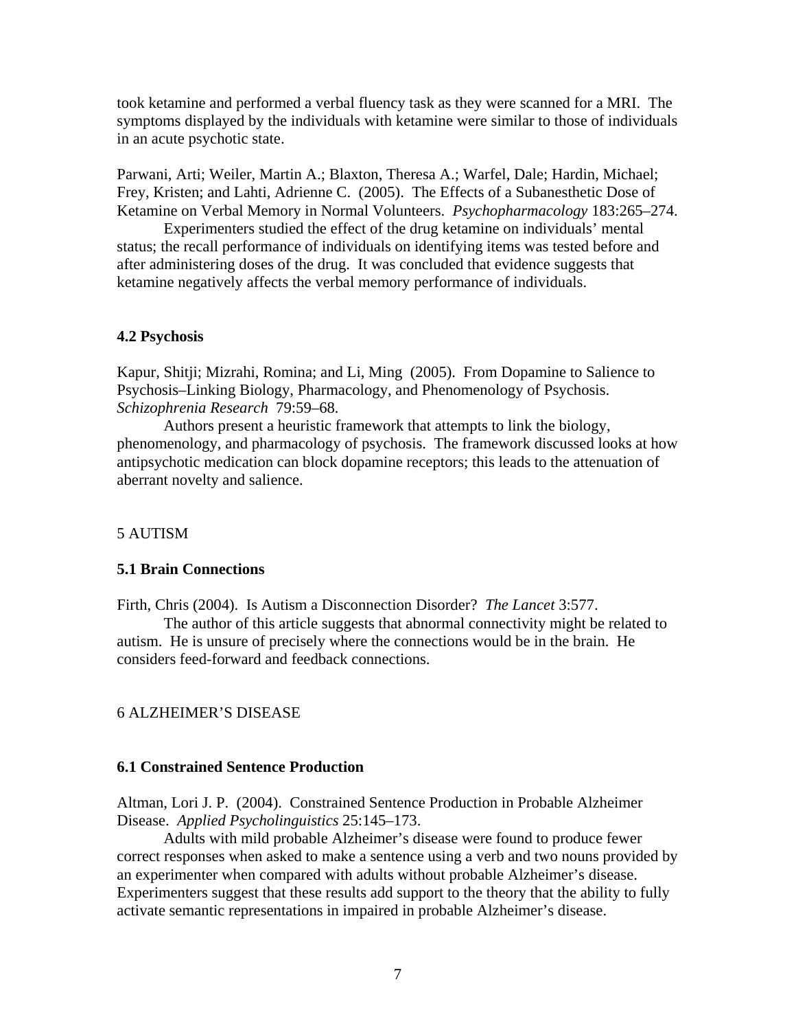took ketamine and performed a verbal fluency task as they were scanned for a MRI. The symptoms displayed by the individuals with ketamine were similar to those of individuals in an acute psychotic state.

Parwani, Arti; Weiler, Martin A.; Blaxton, Theresa A.; Warfel, Dale; Hardin, Michael; Frey, Kristen; and Lahti, Adrienne C. (2005). The Effects of a Subanesthetic Dose of Ketamine on Verbal Memory in Normal Volunteers. *Psychopharmacology* 183:265–274.

Experimenters studied the effect of the drug ketamine on individuals' mental status; the recall performance of individuals on identifying items was tested before and after administering doses of the drug. It was concluded that evidence suggests that ketamine negatively affects the verbal memory performance of individuals.

### 4.2 Psychosis

Kapur, Shitji; Mizrahi, Romina; and Li, Ming (2005). From Dopamine to Salience to Psychosis–Linking Biology, Pharmacology, and Phenomenology of Psychosis. *Schizophrenia Research* 79:59–68.

Authors present a heuristic framework that attempts to link the biology, phenomenology, and pharmacology of psychosis. The framework discussed looks at how antipsychotic medication can block dopamine receptors; this leads to the attenuation of aberrant novelty and salience.

## 5 AUTISM

### 5.1 Brain Connections

Firth, Chris (2004). Is Autism a Disconnection Disorder? *The Lancet* 3:577.

The author of this article suggests that abnormal connectivity might be related to autism. He is unsure of precisely where the connections would be in the brain. He considers feed-forward and feedback connections.

## 6 ALZHEIMER'S DISEASE

### 6.1 Constrained Sentence Production

Altman, Lori J. P. (2004). Constrained Sentence Production in Probable Alzheimer Disease. *Applied Psycholinguistics* 25:145–173.

Adults with mild probable Alzheimer's disease were found to produce fewer correct responses when asked to make a sentence using a verb and two nouns provided by an experimenter when compared with adults without probable Alzheimer's disease. Experimenters suggest that these results add support to the theory that the ability to fully activate semantic representations in impaired in probable Alzheimer's disease.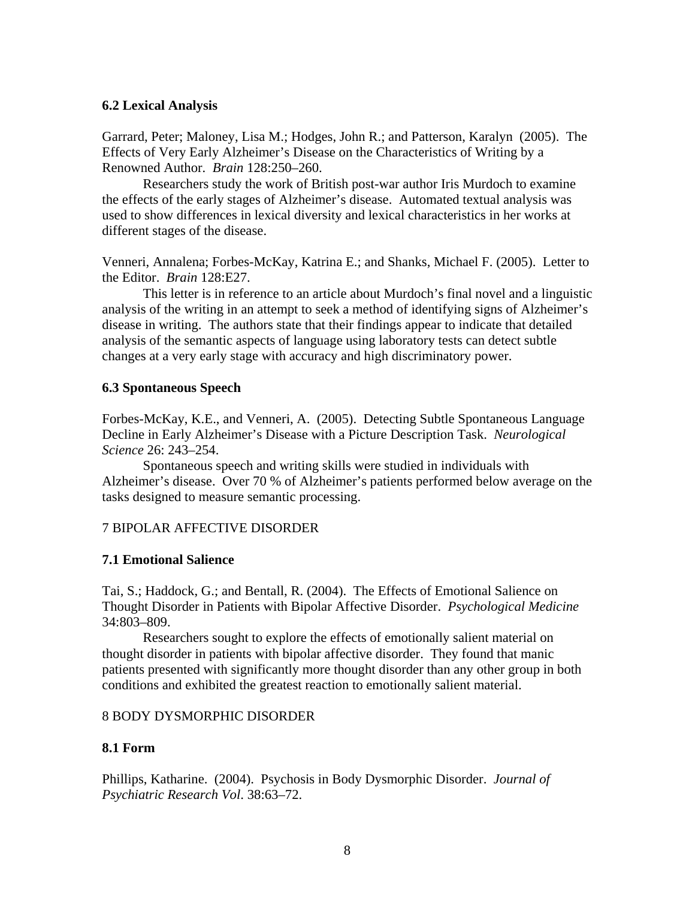### 6.2 Lexical Analysis

Garrard, Peter; Maloney, Lisa M.; Hodges, John R.; and Patterson, Karalyn (2005). The Effects of Very Early Alzheimer's Disease on the Characteristics of Writing by a Renowned Author. *Brain* 128:250–260.

Researchers study the work of British post-war author Iris Murdoch to examine the effects of the early stages of Alzheimer's disease. Automated textual analysis was used to show differences in lexical diversity and lexical characteristics in her works at different stages of the disease.

Venneri, Annalena; Forbes-McKay, Katrina E.; and Shanks, Michael F. (2005). Letter to the Editor. *Brain* 128:E27.

This letter is in reference to an article about Murdoch's final novel and a linguistic analysis of the writing in an attempt to seek a method of identifying signs of Alzheimer's disease in writing. The authors state that their findings appear to indicate that detailed analysis of the semantic aspects of language using laboratory tests can detect subtle changes at a very early stage with accuracy and high discriminatory power.

### 6.3 Spontaneous Speech

Forbes-McKay, K.E., and Venneri, A. (2005). Detecting Subtle Spontaneous Language Decline in Early Alzheimer's Disease with a Picture Description Task. *Neurological Science* 26: 243–254.

Spontaneous speech and writing skills were studied in individuals with Alzheimer's disease. Over 70 % of Alzheimer's patients performed below average on the tasks designed to measure semantic processing.

## 7 BIPOLAR AFFECTIVE DISORDER

### 7.1 Emotional Salience

Tai, S.; Haddock, G.; and Bentall, R. (2004). The Effects of Emotional Salience on Thought Disorder in Patients with Bipolar Affective Disorder. *Psychological Medicine* 34:803–809.

Researchers sought to explore the effects of emotionally salient material on thought disorder in patients with bipolar affective disorder. They found that manic patients presented with significantly more thought disorder than any other group in both conditions and exhibited the greatest reaction to emotionally salient material.

## 8 BODY DYSMORPHIC DISORDER

### 8.1 Form

Phillips, Katharine. (2004). Psychosis in Body Dysmorphic Disorder. *Journal of Psychiatric Research Vol*. 38:63–72.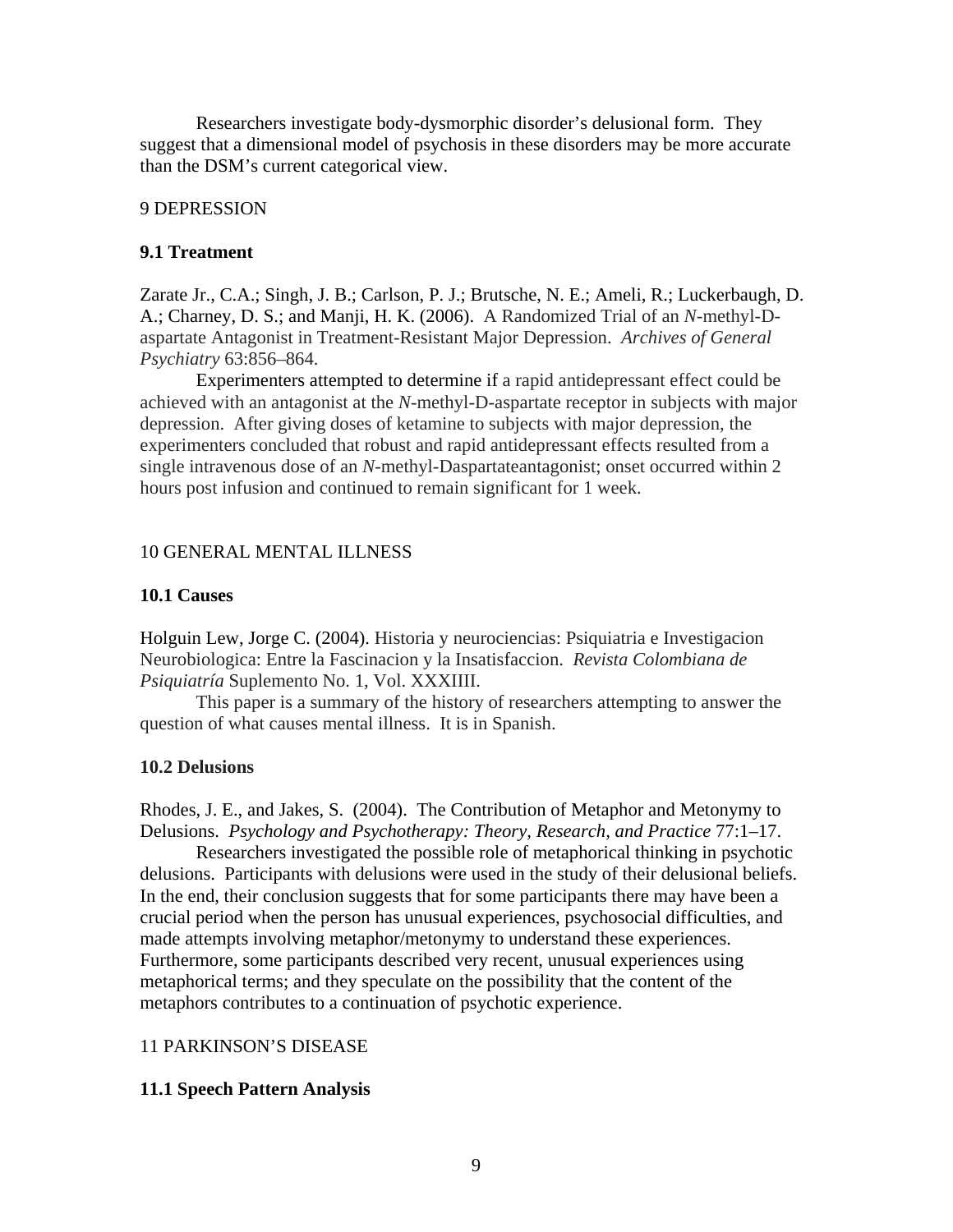Researchers investigate body-dysmorphic disorder's delusional form. They suggest that a dimensional model of psychosis in these disorders may be more accurate than the DSM's current categorical view.

## 9 DEPRESSION

### 9.1 Treatment

Zarate Jr., C.A.; Singh, J. B.; Carlson, P. J.; Brutsche, N. E.; Ameli, R.; Luckerbaugh, D. A.; Charney, D. S.; and Manji, H. K. (2006). A Randomized Trial of an *N*-methyl-D-aspartate Antagonist in Treatment-Resistant Major Depression. *Archives of General Psychiatry* 63:856–864.

Experimenters attempted to determine if a rapid antidepressant effect could be achieved with an antagonist at the *N*-methyl-D-aspartate receptor in subjects with major depression. After giving doses of ketamine to subjects with major depression, the experimenters concluded that robust and rapid antidepressant effects resulted from a single intravenous dose of an *N*-methyl-Daspartateantagonist; onset occurred within 2 hours post infusion and continued to remain significant for 1 week.

## 10 GENERAL MENTAL ILLNESS

### 10.1 Causes

Holguin Lew, Jorge C. (2004). Historia y neurociencias: Psiquiatria e Investigacion Neurobiologica: Entre la Fascinacion y la Insatisfaccion. *Revista Colombiana de Psiquiatría* Suplemento No. 1, Vol. XXXIIII.

This paper is a summary of the history of researchers attempting to answer the question of what causes mental illness. It is in Spanish.

### 10.2 Delusions

Rhodes, J. E., and Jakes, S. (2004). The Contribution of Metaphor and Metonymy to Delusions. *Psychology and Psychotherapy: Theory, Research, and Practice* 77:1–17.

Researchers investigated the possible role of metaphorical thinking in psychotic delusions. Participants with delusions were used in the study of their delusional beliefs. In the end, their conclusion suggests that for some participants there may have been a crucial period when the person has unusual experiences, psychosocial difficulties, and made attempts involving metaphor/metonymy to understand these experiences. Furthermore, some participants described very recent, unusual experiences using metaphorical terms; and they speculate on the possibility that the content of the metaphors contributes to a continuation of psychotic experience.

## 11 PARKINSON'S DISEASE

### 11.1 Speech Pattern Analysis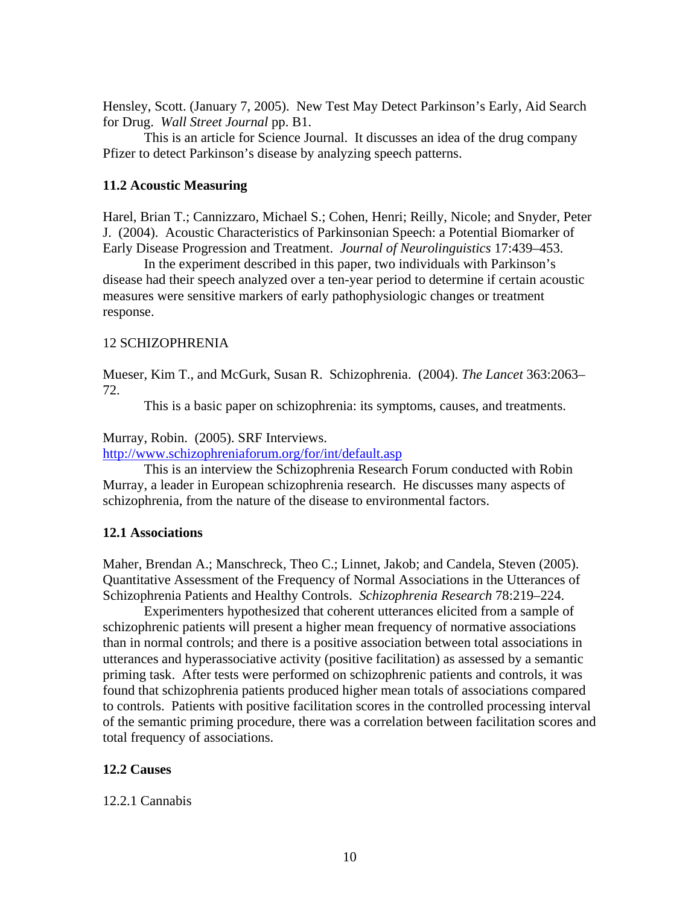Hensley, Scott. (January 7, 2005). New Test May Detect Parkinson's Early, Aid Search for Drug. *Wall Street Journal* pp. B1.

This is an article for Science Journal. It discusses an idea of the drug company Pfizer to detect Parkinson's disease by analyzing speech patterns.

### 11.2 Acoustic Measuring

Harel, Brian T.; Cannizzaro, Michael S.; Cohen, Henri; Reilly, Nicole; and Snyder, Peter J. (2004). Acoustic Characteristics of Parkinsonian Speech: a Potential Biomarker of Early Disease Progression and Treatment. *Journal of Neurolinguistics* 17:439–453.

In the experiment described in this paper, two individuals with Parkinson's disease had their speech analyzed over a ten-year period to determine if certain acoustic measures were sensitive markers of early pathophysiologic changes or treatment response.

## 12 SCHIZOPHRENIA

Mueser, Kim T., and McGurk, Susan R. Schizophrenia. (2004). *The Lancet* 363:2063–72.

This is a basic paper on schizophrenia: its symptoms, causes, and treatments.

Murray, Robin. (2005). SRF Interviews.
http://www.schizophreniaforum.org/for/int/default.asp

This is an interview the Schizophrenia Research Forum conducted with Robin Murray, a leader in European schizophrenia research. He discusses many aspects of schizophrenia, from the nature of the disease to environmental factors.

### 12.1 Associations

Maher, Brendan A.; Manschreck, Theo C.; Linnet, Jakob; and Candela, Steven (2005). Quantitative Assessment of the Frequency of Normal Associations in the Utterances of Schizophrenia Patients and Healthy Controls. *Schizophrenia Research* 78:219–224.

Experimenters hypothesized that coherent utterances elicited from a sample of schizophrenic patients will present a higher mean frequency of normative associations than in normal controls; and there is a positive association between total associations in utterances and hyperassociative activity (positive facilitation) as assessed by a semantic priming task. After tests were performed on schizophrenic patients and controls, it was found that schizophrenia patients produced higher mean totals of associations compared to controls. Patients with positive facilitation scores in the controlled processing interval of the semantic priming procedure, there was a correlation between facilitation scores and total frequency of associations.

### 12.2 Causes

#### 12.2.1 Cannabis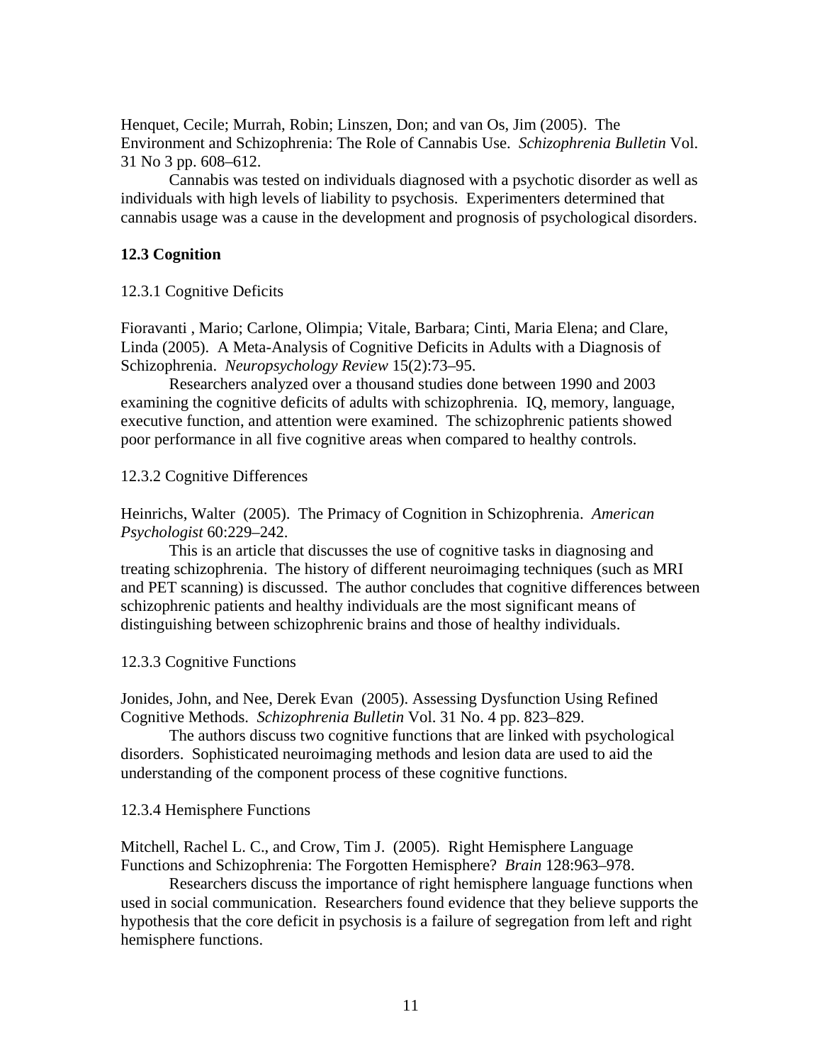Henquet, Cecile; Murrah, Robin; Linszen, Don; and van Os, Jim (2005). The Environment and Schizophrenia: The Role of Cannabis Use. *Schizophrenia Bulletin* Vol. 31 No 3 pp. 608–612.

Cannabis was tested on individuals diagnosed with a psychotic disorder as well as individuals with high levels of liability to psychosis. Experimenters determined that cannabis usage was a cause in the development and prognosis of psychological disorders.

**12.3 Cognition**

12.3.1 Cognitive Deficits

Fioravanti , Mario; Carlone, Olimpia; Vitale, Barbara; Cinti, Maria Elena; and Clare, Linda (2005). A Meta-Analysis of Cognitive Deficits in Adults with a Diagnosis of Schizophrenia. *Neuropsychology Review* 15(2):73–95.

Researchers analyzed over a thousand studies done between 1990 and 2003 examining the cognitive deficits of adults with schizophrenia. IQ, memory, language, executive function, and attention were examined. The schizophrenic patients showed poor performance in all five cognitive areas when compared to healthy controls.

12.3.2 Cognitive Differences

Heinrichs, Walter (2005). The Primacy of Cognition in Schizophrenia. *American Psychologist* 60:229–242.

This is an article that discusses the use of cognitive tasks in diagnosing and treating schizophrenia. The history of different neuroimaging techniques (such as MRI and PET scanning) is discussed. The author concludes that cognitive differences between schizophrenic patients and healthy individuals are the most significant means of distinguishing between schizophrenic brains and those of healthy individuals.

12.3.3 Cognitive Functions

Jonides, John, and Nee, Derek Evan (2005). Assessing Dysfunction Using Refined Cognitive Methods. *Schizophrenia Bulletin* Vol. 31 No. 4 pp. 823–829.

The authors discuss two cognitive functions that are linked with psychological disorders. Sophisticated neuroimaging methods and lesion data are used to aid the understanding of the component process of these cognitive functions.

12.3.4 Hemisphere Functions

Mitchell, Rachel L. C., and Crow, Tim J. (2005). Right Hemisphere Language Functions and Schizophrenia: The Forgotten Hemisphere? *Brain* 128:963–978.

Researchers discuss the importance of right hemisphere language functions when used in social communication. Researchers found evidence that they believe supports the hypothesis that the core deficit in psychosis is a failure of segregation from left and right hemisphere functions.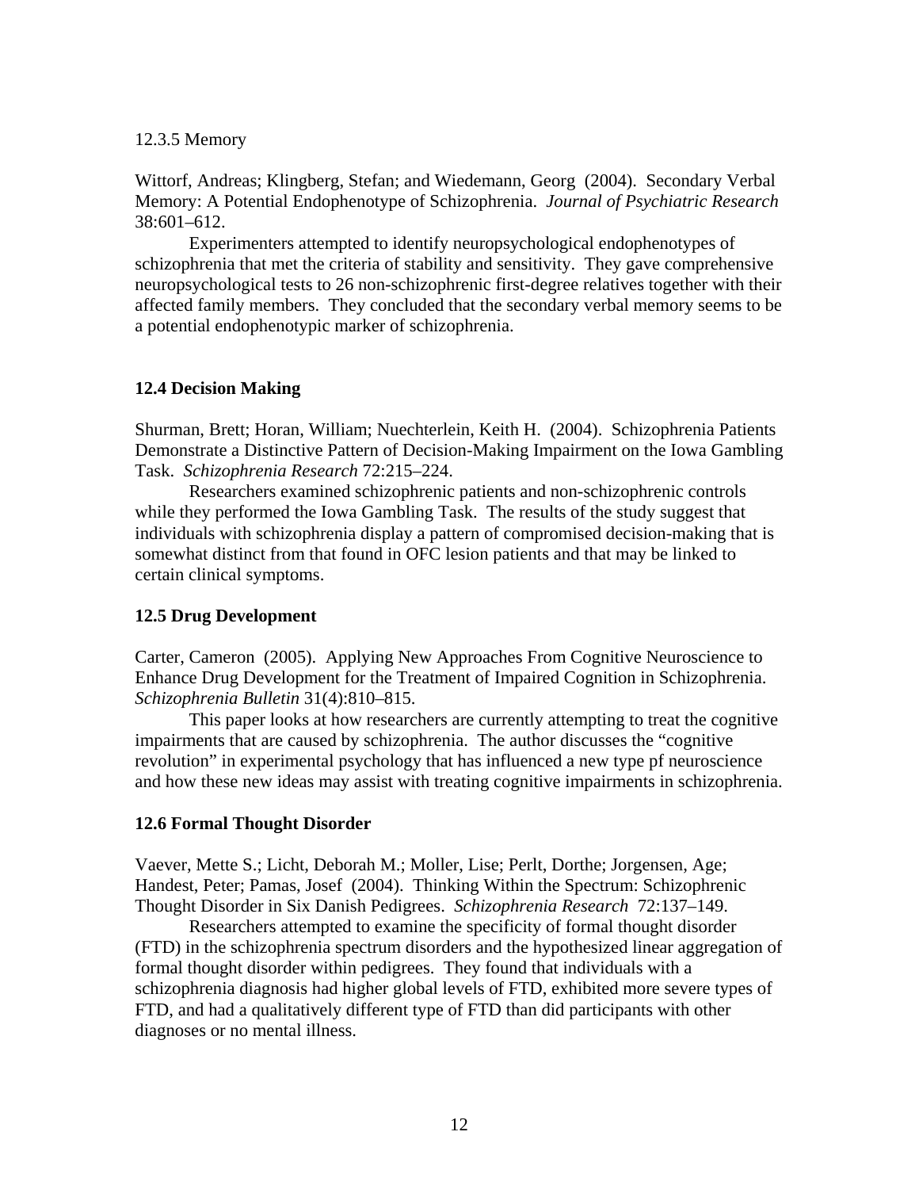12.3.5 Memory

Wittorf, Andreas; Klingberg, Stefan; and Wiedemann, Georg (2004). Secondary Verbal Memory: A Potential Endophenotype of Schizophrenia. *Journal of Psychiatric Research* 38:601–612.

Experimenters attempted to identify neuropsychological endophenotypes of schizophrenia that met the criteria of stability and sensitivity. They gave comprehensive neuropsychological tests to 26 non-schizophrenic first-degree relatives together with their affected family members. They concluded that the secondary verbal memory seems to be a potential endophenotypic marker of schizophrenia.

## 12.4 Decision Making

Shurman, Brett; Horan, William; Nuechterlein, Keith H. (2004). Schizophrenia Patients Demonstrate a Distinctive Pattern of Decision-Making Impairment on the Iowa Gambling Task. *Schizophrenia Research* 72:215–224.

Researchers examined schizophrenic patients and non-schizophrenic controls while they performed the Iowa Gambling Task. The results of the study suggest that individuals with schizophrenia display a pattern of compromised decision-making that is somewhat distinct from that found in OFC lesion patients and that may be linked to certain clinical symptoms.

## 12.5 Drug Development

Carter, Cameron (2005). Applying New Approaches From Cognitive Neuroscience to Enhance Drug Development for the Treatment of Impaired Cognition in Schizophrenia. *Schizophrenia Bulletin* 31(4):810–815.

This paper looks at how researchers are currently attempting to treat the cognitive impairments that are caused by schizophrenia. The author discusses the "cognitive revolution" in experimental psychology that has influenced a new type pf neuroscience and how these new ideas may assist with treating cognitive impairments in schizophrenia.

## 12.6 Formal Thought Disorder

Vaever, Mette S.; Licht, Deborah M.; Moller, Lise; Perlt, Dorthe; Jorgensen, Age; Handest, Peter; Pamas, Josef (2004). Thinking Within the Spectrum: Schizophrenic Thought Disorder in Six Danish Pedigrees. *Schizophrenia Research* 72:137–149.

Researchers attempted to examine the specificity of formal thought disorder (FTD) in the schizophrenia spectrum disorders and the hypothesized linear aggregation of formal thought disorder within pedigrees. They found that individuals with a schizophrenia diagnosis had higher global levels of FTD, exhibited more severe types of FTD, and had a qualitatively different type of FTD than did participants with other diagnoses or no mental illness.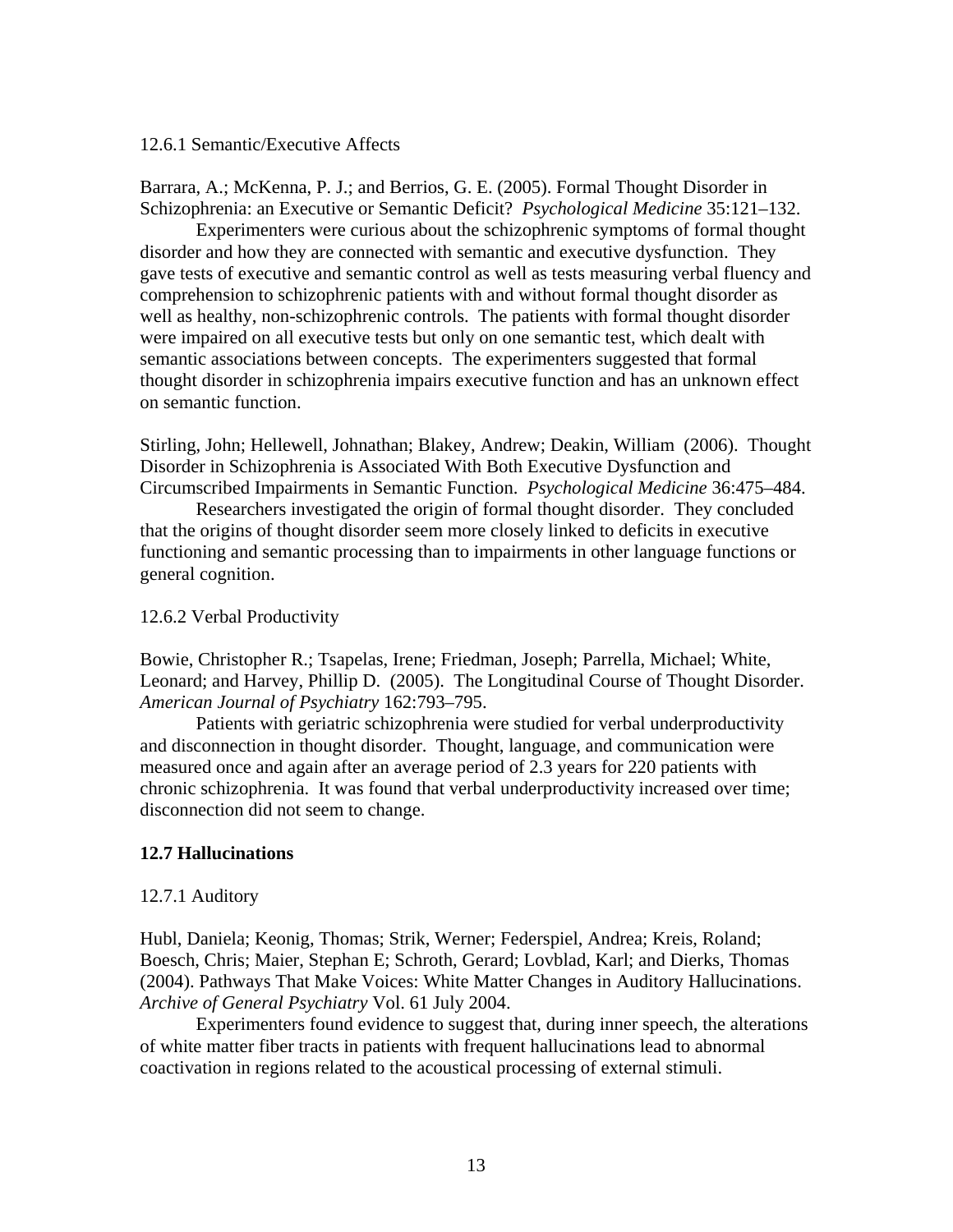12.6.1 Semantic/Executive Affects

Barrara, A.; McKenna, P. J.; and Berrios, G. E. (2005). Formal Thought Disorder in Schizophrenia: an Executive or Semantic Deficit? *Psychological Medicine* 35:121–132.

Experimenters were curious about the schizophrenic symptoms of formal thought disorder and how they are connected with semantic and executive dysfunction. They gave tests of executive and semantic control as well as tests measuring verbal fluency and comprehension to schizophrenic patients with and without formal thought disorder as well as healthy, non-schizophrenic controls. The patients with formal thought disorder were impaired on all executive tests but only on one semantic test, which dealt with semantic associations between concepts. The experimenters suggested that formal thought disorder in schizophrenia impairs executive function and has an unknown effect on semantic function.

Stirling, John; Hellewell, Johnathan; Blakey, Andrew; Deakin, William (2006). Thought Disorder in Schizophrenia is Associated With Both Executive Dysfunction and Circumscribed Impairments in Semantic Function. *Psychological Medicine* 36:475–484.

Researchers investigated the origin of formal thought disorder. They concluded that the origins of thought disorder seem more closely linked to deficits in executive functioning and semantic processing than to impairments in other language functions or general cognition.

12.6.2 Verbal Productivity

Bowie, Christopher R.; Tsapelas, Irene; Friedman, Joseph; Parrella, Michael; White, Leonard; and Harvey, Phillip D. (2005). The Longitudinal Course of Thought Disorder. *American Journal of Psychiatry* 162:793–795.

Patients with geriatric schizophrenia were studied for verbal underproductivity and disconnection in thought disorder. Thought, language, and communication were measured once and again after an average period of 2.3 years for 220 patients with chronic schizophrenia. It was found that verbal underproductivity increased over time; disconnection did not seem to change.

## 12.7 Hallucinations

12.7.1 Auditory

Hubl, Daniela; Keonig, Thomas; Strik, Werner; Federspiel, Andrea; Kreis, Roland; Boesch, Chris; Maier, Stephan E; Schroth, Gerard; Lovblad, Karl; and Dierks, Thomas (2004). Pathways That Make Voices: White Matter Changes in Auditory Hallucinations. *Archive of General Psychiatry* Vol. 61 July 2004.

Experimenters found evidence to suggest that, during inner speech, the alterations of white matter fiber tracts in patients with frequent hallucinations lead to abnormal coactivation in regions related to the acoustical processing of external stimuli.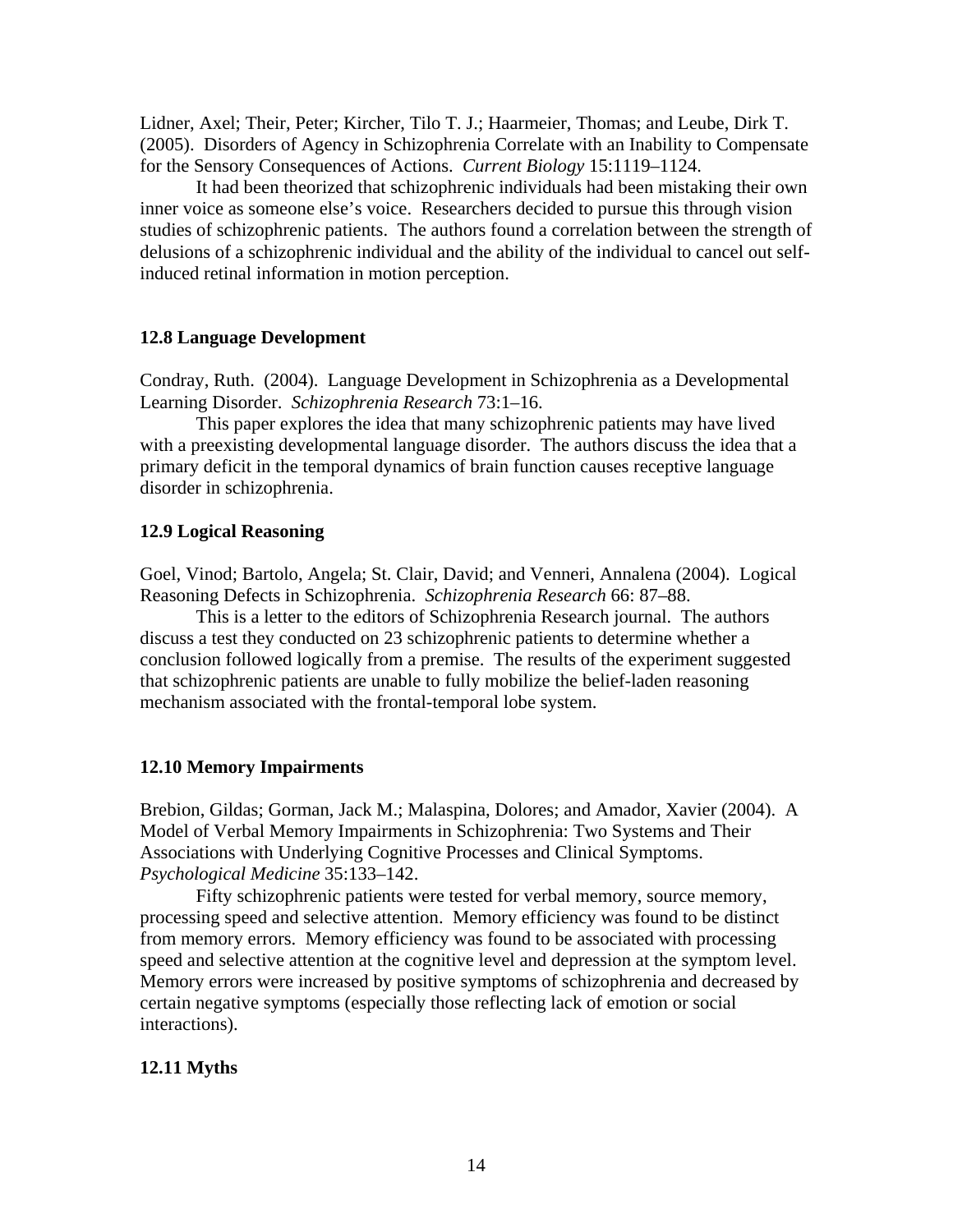Lidner, Axel; Their, Peter; Kircher, Tilo T. J.; Haarmeier, Thomas; and Leube, Dirk T. (2005). Disorders of Agency in Schizophrenia Correlate with an Inability to Compensate for the Sensory Consequences of Actions. *Current Biology* 15:1119–1124.

It had been theorized that schizophrenic individuals had been mistaking their own inner voice as someone else's voice. Researchers decided to pursue this through vision studies of schizophrenic patients. The authors found a correlation between the strength of delusions of a schizophrenic individual and the ability of the individual to cancel out self-induced retinal information in motion perception.

### 12.8 Language Development

Condray, Ruth. (2004). Language Development in Schizophrenia as a Developmental Learning Disorder. *Schizophrenia Research* 73:1–16.

This paper explores the idea that many schizophrenic patients may have lived with a preexisting developmental language disorder. The authors discuss the idea that a primary deficit in the temporal dynamics of brain function causes receptive language disorder in schizophrenia.

### 12.9 Logical Reasoning

Goel, Vinod; Bartolo, Angela; St. Clair, David; and Venneri, Annalena (2004). Logical Reasoning Defects in Schizophrenia. *Schizophrenia Research* 66: 87–88.

This is a letter to the editors of Schizophrenia Research journal. The authors discuss a test they conducted on 23 schizophrenic patients to determine whether a conclusion followed logically from a premise. The results of the experiment suggested that schizophrenic patients are unable to fully mobilize the belief-laden reasoning mechanism associated with the frontal-temporal lobe system.

### 12.10 Memory Impairments

Brebion, Gildas; Gorman, Jack M.; Malaspina, Dolores; and Amador, Xavier (2004). A Model of Verbal Memory Impairments in Schizophrenia: Two Systems and Their Associations with Underlying Cognitive Processes and Clinical Symptoms. *Psychological Medicine* 35:133–142.

Fifty schizophrenic patients were tested for verbal memory, source memory, processing speed and selective attention. Memory efficiency was found to be distinct from memory errors. Memory efficiency was found to be associated with processing speed and selective attention at the cognitive level and depression at the symptom level. Memory errors were increased by positive symptoms of schizophrenia and decreased by certain negative symptoms (especially those reflecting lack of emotion or social interactions).

### 12.11 Myths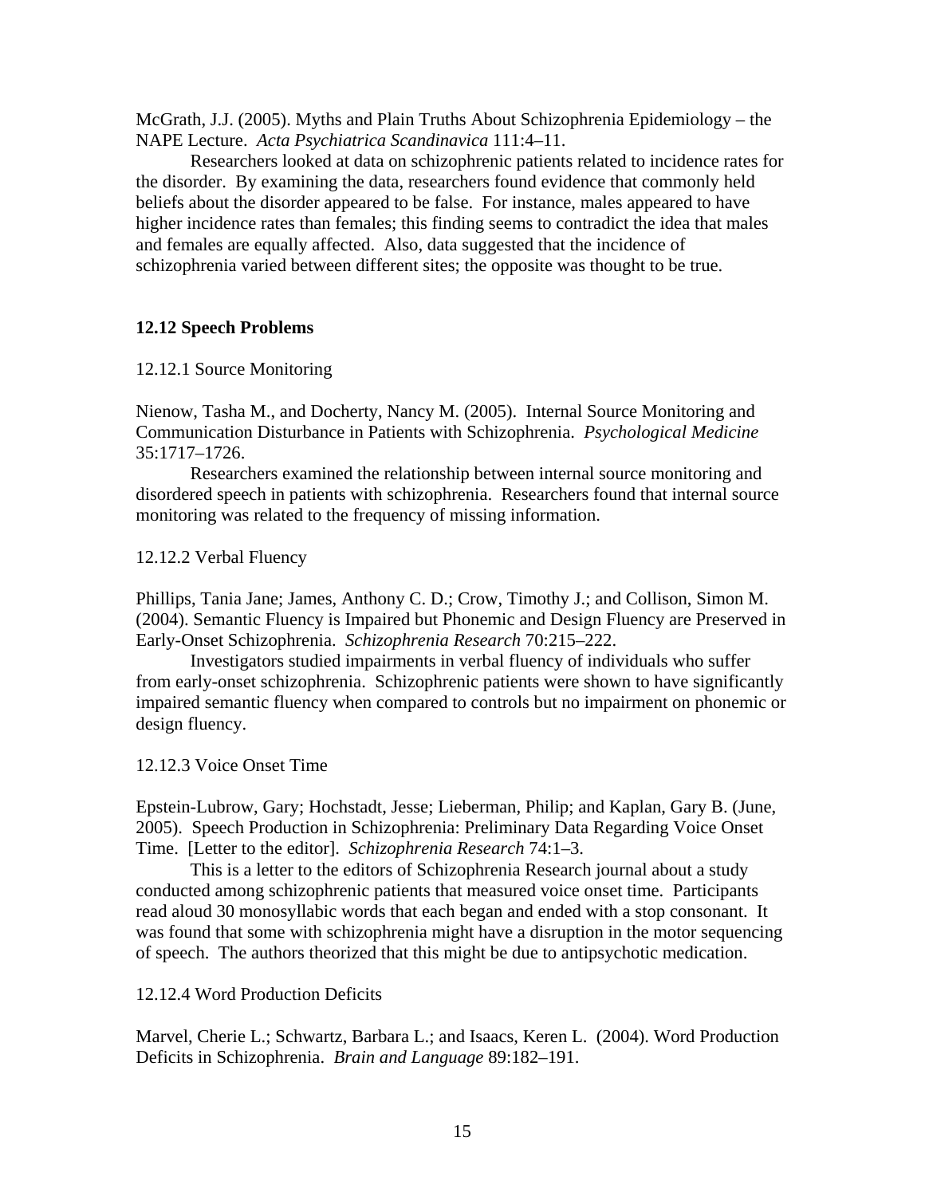McGrath, J.J. (2005). Myths and Plain Truths About Schizophrenia Epidemiology – the NAPE Lecture. *Acta Psychiatrica Scandinavica* 111:4–11.

Researchers looked at data on schizophrenic patients related to incidence rates for the disorder. By examining the data, researchers found evidence that commonly held beliefs about the disorder appeared to be false. For instance, males appeared to have higher incidence rates than females; this finding seems to contradict the idea that males and females are equally affected. Also, data suggested that the incidence of schizophrenia varied between different sites; the opposite was thought to be true.

**12.12 Speech Problems**

12.12.1 Source Monitoring

Nienow, Tasha M., and Docherty, Nancy M. (2005). Internal Source Monitoring and Communication Disturbance in Patients with Schizophrenia. *Psychological Medicine* 35:1717–1726.

Researchers examined the relationship between internal source monitoring and disordered speech in patients with schizophrenia. Researchers found that internal source monitoring was related to the frequency of missing information.

12.12.2 Verbal Fluency

Phillips, Tania Jane; James, Anthony C. D.; Crow, Timothy J.; and Collison, Simon M. (2004). Semantic Fluency is Impaired but Phonemic and Design Fluency are Preserved in Early-Onset Schizophrenia. *Schizophrenia Research* 70:215–222.

Investigators studied impairments in verbal fluency of individuals who suffer from early-onset schizophrenia. Schizophrenic patients were shown to have significantly impaired semantic fluency when compared to controls but no impairment on phonemic or design fluency.

12.12.3 Voice Onset Time

Epstein-Lubrow, Gary; Hochstadt, Jesse; Lieberman, Philip; and Kaplan, Gary B. (June, 2005). Speech Production in Schizophrenia: Preliminary Data Regarding Voice Onset Time. [Letter to the editor]. *Schizophrenia Research* 74:1–3.

This is a letter to the editors of Schizophrenia Research journal about a study conducted among schizophrenic patients that measured voice onset time. Participants read aloud 30 monosyllabic words that each began and ended with a stop consonant. It was found that some with schizophrenia might have a disruption in the motor sequencing of speech. The authors theorized that this might be due to antipsychotic medication.

12.12.4 Word Production Deficits

Marvel, Cherie L.; Schwartz, Barbara L.; and Isaacs, Keren L. (2004). Word Production Deficits in Schizophrenia. *Brain and Language* 89:182–191.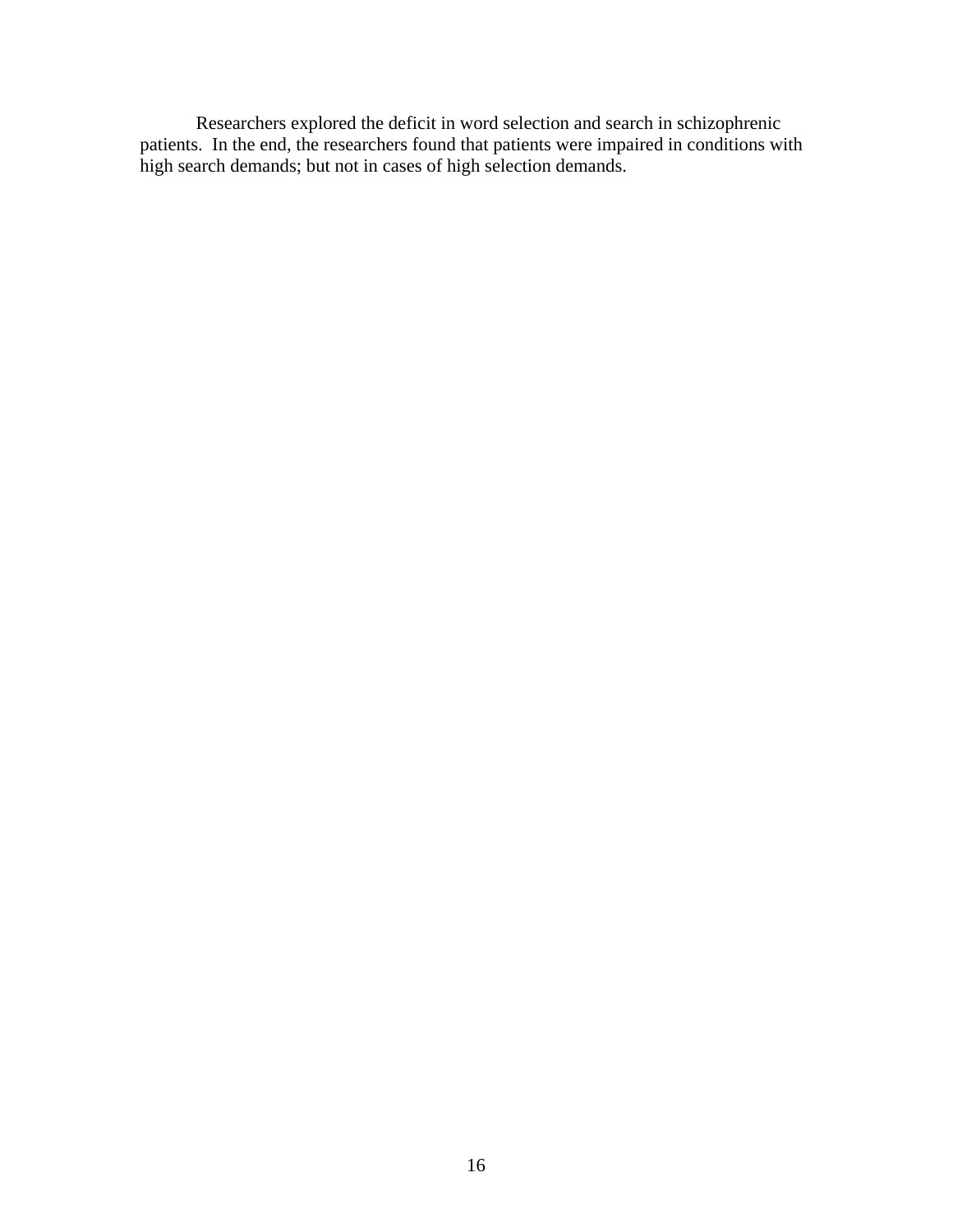Researchers explored the deficit in word selection and search in schizophrenic patients. In the end, the researchers found that patients were impaired in conditions with high search demands; but not in cases of high selection demands.